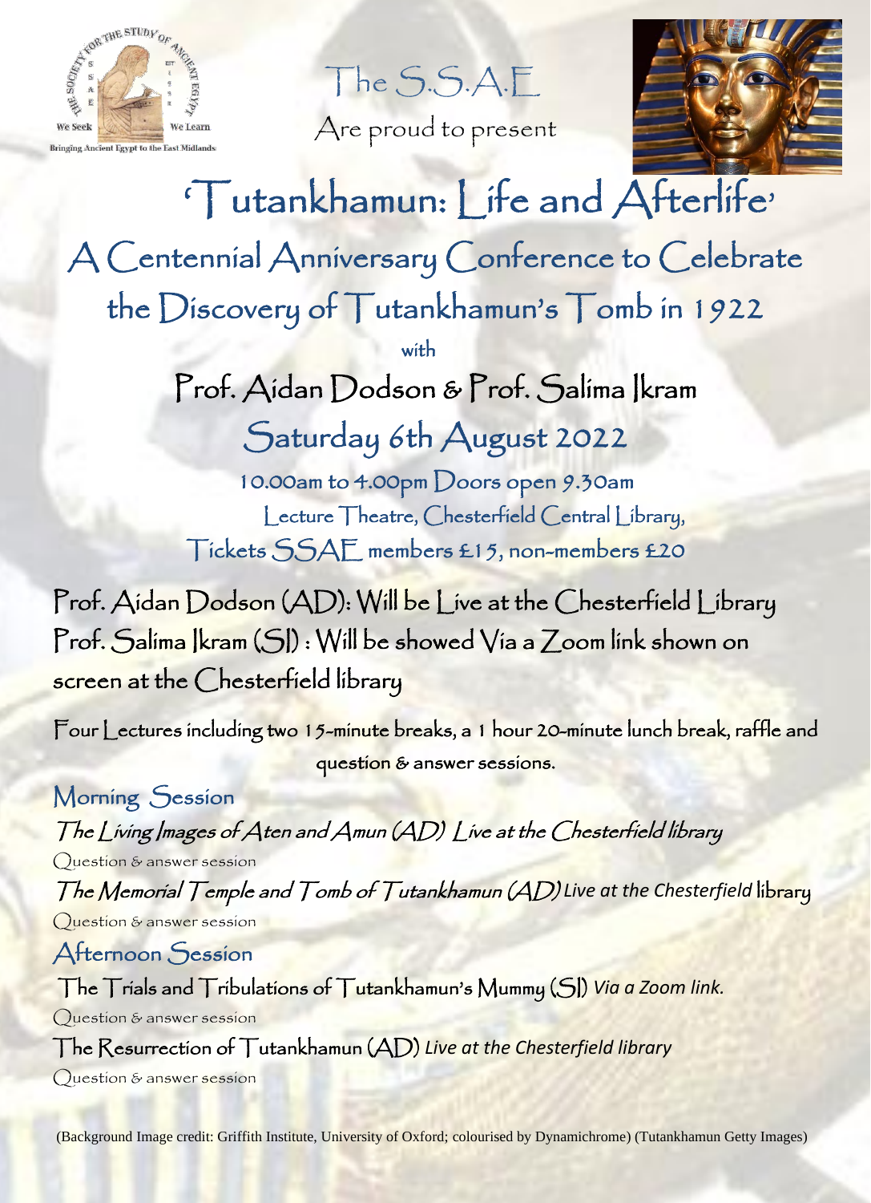The S.S.A.E

Are proud to present

# 'Tutankhamun: Life and Afterlife'

## A Centennial Anniversary Conference to Celebrate the Discovery of Tutankhamun's Tomb in 1922

with

## Prof. Aidan Dodson & Prof. Salima Ikram

## Saturday 6th August 2022

10.00am to 4.00pm Doors open 9.30am

Lecture Theatre, Chesterfield Central Library,

Tickets SSAE members £15, non-members £20

Prof. Aidan Dodson (AD): Will be Live at the Chesterfield Library

Prof. Salima Ikram (SI) : Will be showed Via a Zoom link shown on screen at the Chesterfield library

Four Lectures including two 15-minute breaks, a 1 hour 20-minute lunch break, raffle and question & answer sessions.

### Morning Session

*The Living Images of Aten and Amun (AD) Live at the Chesterfield library*

Question & answer session

*The Memorial Temple and Tomb of Tutankhamun (AD) Live at the Chesterfield library*

Question & answer session

### Afternoon Session

The Trials and Tribulations of Tutankhamun's Mummy (SI) *Via a Zoom link.*

Question & answer session

The Resurrection of Tutankhamun (AD) *Live at the Chesterfield library*

Question & answer session

(Background Image credit: Griffith Institute, University of Oxford; colourised by Dynamichrome) (Tutankhamun Getty Images)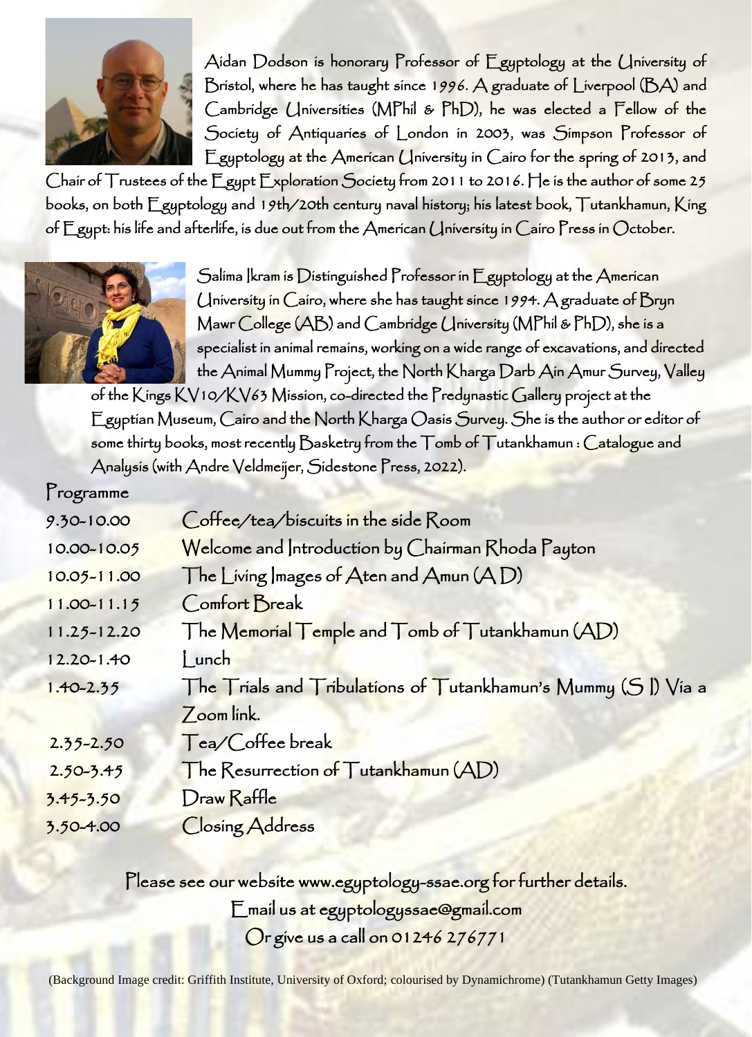Aidan Dodson is honorary Professor of Egyptology at the University of Bristol, where he has taught since 1996. A graduate of Liverpool (BA) and Cambridge Universities (MPhil & PhD), he was elected a Fellow of the Society of Antiquaries of London in 2003, was Simpson Professor of Egyptology at the American University in Cairo for the spring of 2013, and Chair of Trustees of the Egypt Exploration Society from 2011 to 2016. He is the author of some 25 books, on both Egyptology and 19th/20th century naval history; his latest book, Tutankhamun, King of Egypt: his life and afterlife, is due out from the American University in Cairo Press in October.

Salima Ikram is Distinguished Professor in Egyptology at the American University in Cairo, where she has taught since 1994. A graduate of Bryn Mawr College (AB) and Cambridge University (MPhil & PhD), she is a specialist in animal remains, working on a wide range of excavations, and directed the Animal Mummy Project, the North Kharga Darb Ain Amur Survey, Valley of the Kings KV10/KV63 Mission, co-directed the Predynastic Gallery project at the Egyptian Museum, Cairo and the North Kharga Oasis Survey. She is the author or editor of some thirty books, most recently Basketry from the Tomb of Tutankhamun : Catalogue and Analysis (with Andre Veldmeijer, Sidestone Press, 2022).

## Programme

| | |
|---|---|
| 9.30-10.00 | Coffee/tea/biscuits in the side Room |
| 10.00-10.05 | Welcome and Introduction by Chairman Rhoda Payton |
| 10.05-11.00 | The Living Images of Aten and Amun (A D) |
| 11.00-11.15 | Comfort Break |
| 11.25-12.20 | The Memorial Temple and Tomb of Tutankhamun (AD) |
| 12.20-1.40 | Lunch |
| 1.40-2.35 | The Trials and Tribulations of Tutankhamun's Mummy (S I) Via a Zoom link. |
| 2.35-2.50 | Tea/Coffee break |
| 2.50-3.45 | The Resurrection of Tutankhamun (AD) |
| 3.45-3.50 | Draw Raffle |
| 3.50-4.00 | Closing Address |

Please see our website www.egyptology-ssae.org for further details.

Email us at egyptologyssae@gmail.com

Or give us a call on 01246 276771

(Background Image credit: Griffith Institute, University of Oxford; colourised by Dynamichrome) (Tutankhamun Getty Images)